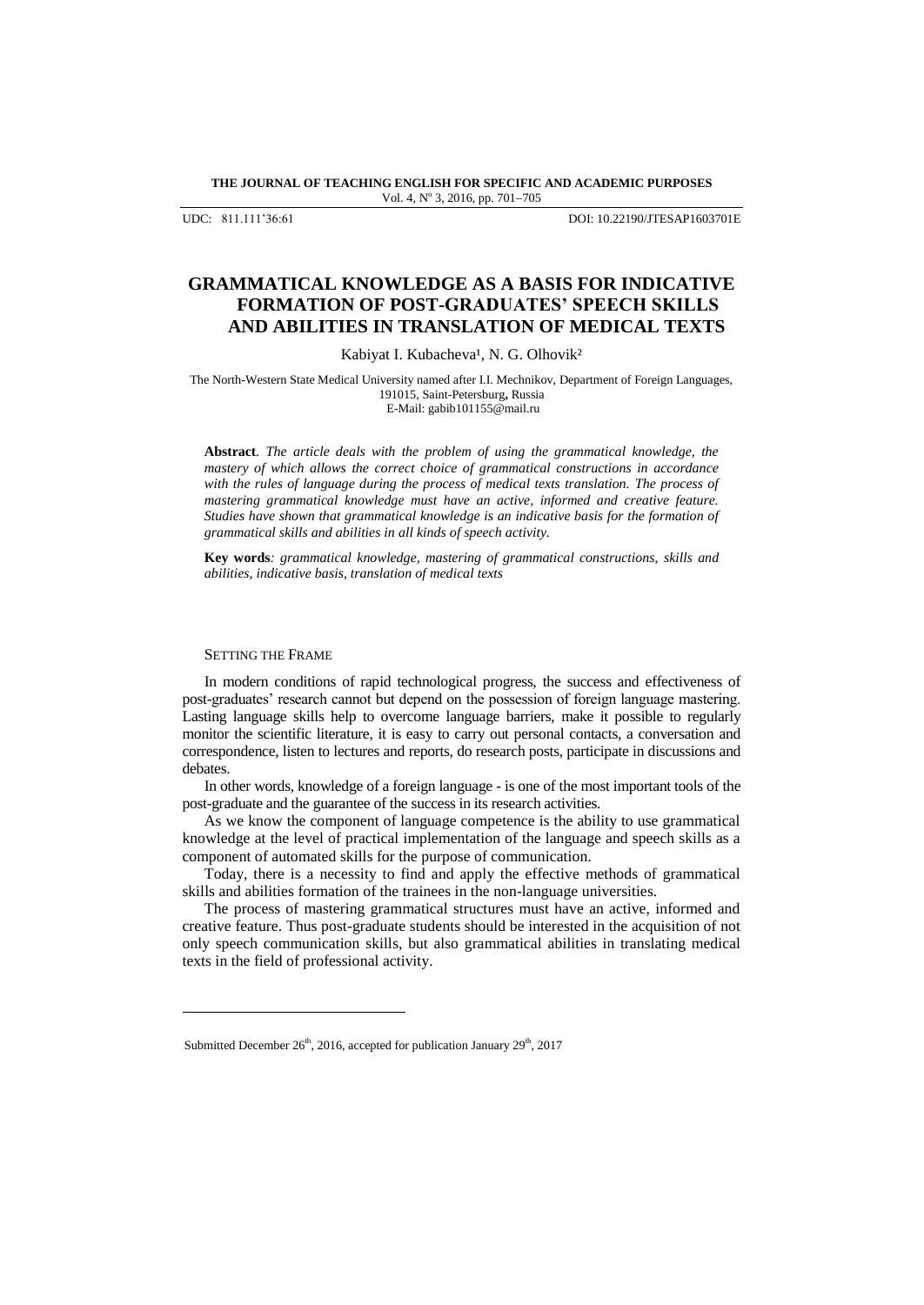UDC: 811.111'36:61 DOI: 10.22190/JTESAP1603701E

# GRAMMATICAL KNOWLEDGE AS A BASIS FOR INDICATIVE FORMATION OF POST-GRADUATES' SPEECH SKILLS AND ABILITIES IN TRANSLATION OF MEDICAL TEXTS

Kabiyat I. Kubacheva[1], N. G. Olhovik[2]

The North-Western State Medical University named after I.I. Mechnikov, Department of Foreign Languages, 191015, Saint-Petersburg, Russia
E-Mail: gabib101155@mail.ru

**Abstract**. *The article deals with the problem of using the grammatical knowledge, the mastery of which allows the correct choice of grammatical constructions in accordance with the rules of language during the process of medical texts translation. The process of mastering grammatical knowledge must have an active, informed and creative feature. Studies have shown that grammatical knowledge is an indicative basis for the formation of grammatical skills and abilities in all kinds of speech activity.*

**Key words**: *grammatical knowledge, mastering of grammatical constructions, skills and abilities, indicative basis, translation of medical texts*

## SETTING THE FRAME

In modern conditions of rapid technological progress, the success and effectiveness of post-graduates' research cannot but depend on the possession of foreign language mastering. Lasting language skills help to overcome language barriers, make it possible to regularly monitor the scientific literature, it is easy to carry out personal contacts, a conversation and correspondence, listen to lectures and reports, do research posts, participate in discussions and debates.

In other words, knowledge of a foreign language - is one of the most important tools of the post-graduate and the guarantee of the success in its research activities.

As we know the component of language competence is the ability to use grammatical knowledge at the level of practical implementation of the language and speech skills as a component of automated skills for the purpose of communication.

Today, there is a necessity to find and apply the effective methods of grammatical skills and abilities formation of the trainees in the non-language universities.

The process of mastering grammatical structures must have an active, informed and creative feature. Thus post-graduate students should be interested in the acquisition of not only speech communication skills, but also grammatical abilities in translating medical texts in the field of professional activity.

Submitted December 26th, 2016, accepted for publication January 29th, 2017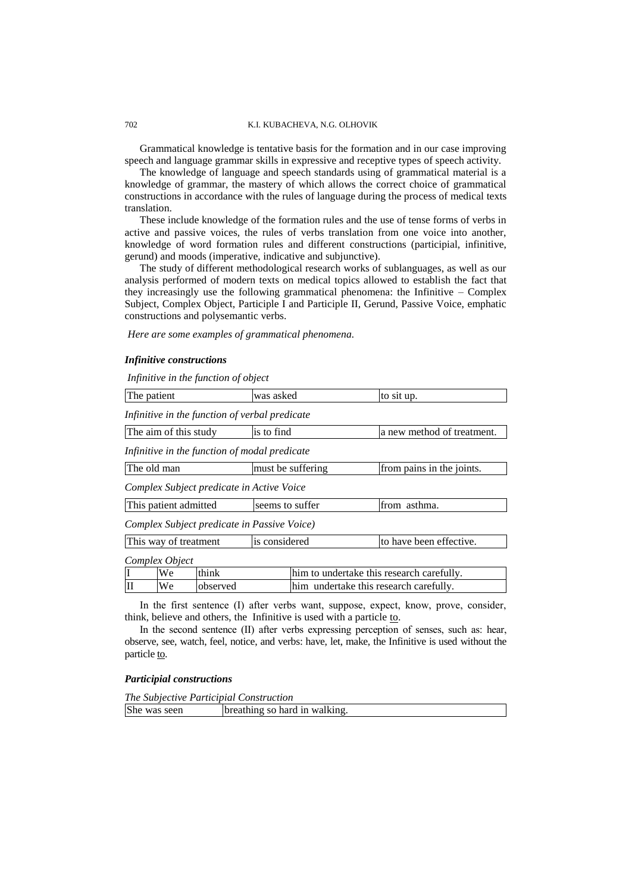Grammatical knowledge is tentative basis for the formation and in our case improving speech and language grammar skills in expressive and receptive types of speech activity.

The knowledge of language and speech standards using of grammatical material is a knowledge of grammar, the mastery of which allows the correct choice of grammatical constructions in accordance with the rules of language during the process of medical texts translation.

These include knowledge of the formation rules and the use of tense forms of verbs in active and passive voices, the rules of verbs translation from one voice into another, knowledge of word formation rules and different constructions (participial, infinitive, gerund) and moods (imperative, indicative and subjunctive).

The study of different methodological research works of sublanguages, as well as our analysis performed of modern texts on medical topics allowed to establish the fact that they increasingly use the following grammatical phenomena: the Infinitive – Complex Subject, Complex Object, Participle I and Participle II, Gerund, Passive Voice, emphatic constructions and polysemantic verbs.

*Here are some examples of grammatical phenomena.*

***Infinitive constructions***

*Infinitive in the function of object*

| The patient | was asked | to sit up. |
|---|---|---|

*Infinitive in the function of verbal predicate*

| The aim of this study | is to find | a new method of treatment. |
|---|---|---|

*Infinitive in the function of modal predicate*

| The old man | must be suffering | from pains in the joints. |
|---|---|---|

*Complex Subject predicate in Active Voice*

| This patient admitted | seems to suffer | from asthma. |
|---|---|---|

*Complex Subject predicate in Passive Voice)*

| This way of treatment | is considered | to have been effective. |
|---|---|---|

*Complex Object*

| I | We | think | him to undertake this research carefully. |
|---|---|---|---|
| II | We | observed | him undertake this research carefully. |

In the first sentence (I) after verbs want, suppose, expect, know, prove, consider, think, believe and others, the Infinitive is used with a particle to.

In the second sentence (II) after verbs expressing perception of senses, such as: hear, observe, see, watch, feel, notice, and verbs: have, let, make, the Infinitive is used without the particle to.

***Participial constructions***

*The Subjective Participial Construction*

| She was seen | breathing so hard in walking. |
|---|---|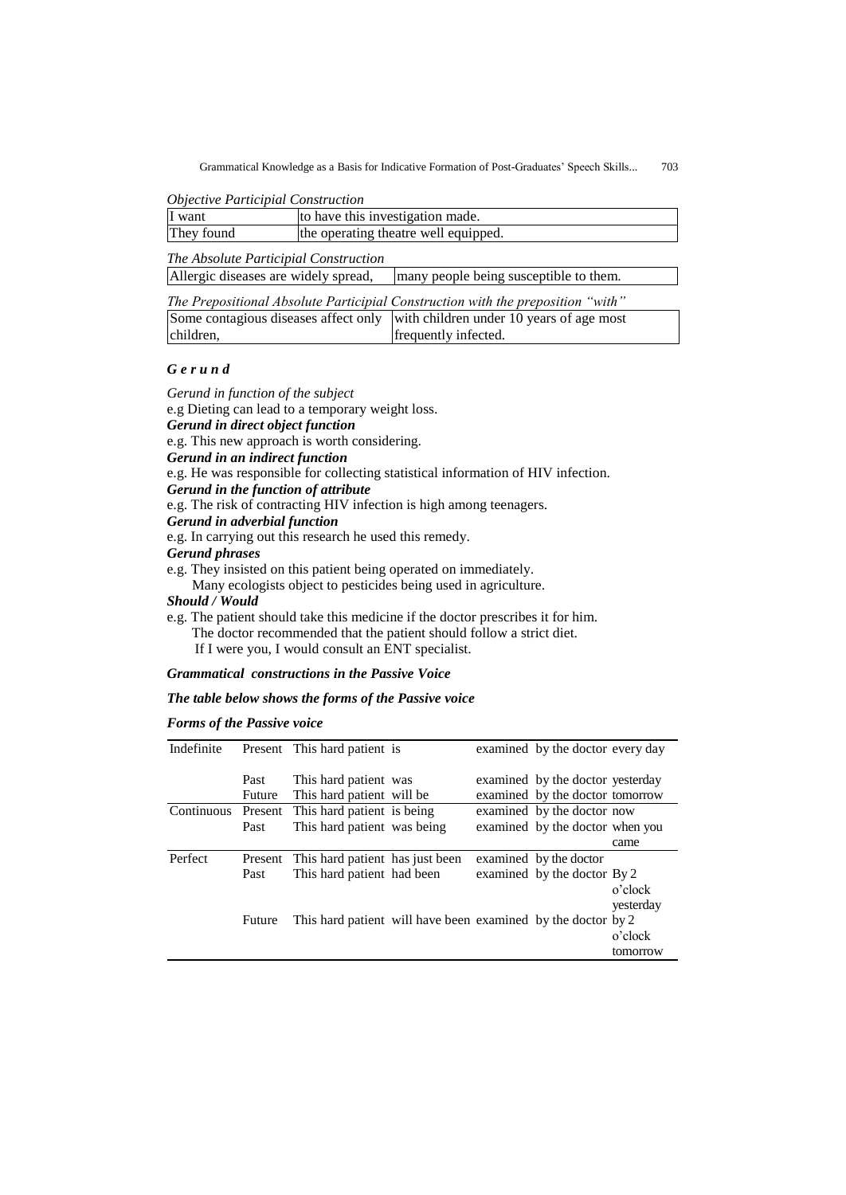*Objective Participial Construction*

| I want | to have this investigation made. |
|---|---|
| They found | the operating theatre well equipped. |

*The Absolute Participial Construction*

| Allergic diseases are widely spread, | many people being susceptible to them. |
|---|---|

*The Prepositional Absolute Participial Construction with the preposition "with"*

| Some contagious diseases affect only children, | with children under 10 years of age most frequently infected. |
|---|---|

### *G e r u n d*

*Gerund in function of the subject*

e.g Dieting can lead to a temporary weight loss.

***Gerund in direct object function***

e.g. This new approach is worth considering.

***Gerund in an indirect function***

e.g. He was responsible for collecting statistical information of HIV infection.

***Gerund in the function of attribute***

e.g. The risk of contracting HIV infection is high among teenagers.

***Gerund in adverbial function***

e.g. In carrying out this research he used this remedy.

***Gerund phrases***

e.g. They insisted on this patient being operated on immediately.
Many ecologists object to pesticides being used in agriculture.

***Should / Would***

e.g. The patient should take this medicine if the doctor prescribes it for him.
The doctor recommended that the patient should follow a strict diet.
If I were you, I would consult an ENT specialist.

***Grammatical constructions in the Passive Voice***

***The table below shows the forms of the Passive voice***

***Forms of the Passive voice***

| | | | | | | |
|---|---|---|---|---|---|---|
| Indefinite | Present | This hard patient | is | examined | by the doctor | every day |
| | Past | This hard patient | was | examined | by the doctor | yesterday |
| | Future | This hard patient | will be | examined | by the doctor | tomorrow |
| Continuous | Present | This hard patient | is being | examined | by the doctor | now |
| | Past | This hard patient | was being | examined | by the doctor | when you came |
| Perfect | Present | This hard patient | has just been | examined | by the doctor | |
| | Past | This hard patient | had been | examined | by the doctor | By 2 o'clock yesterday |
| | Future | This hard patient | will have been | examined | by the doctor | by 2 o'clock tomorrow |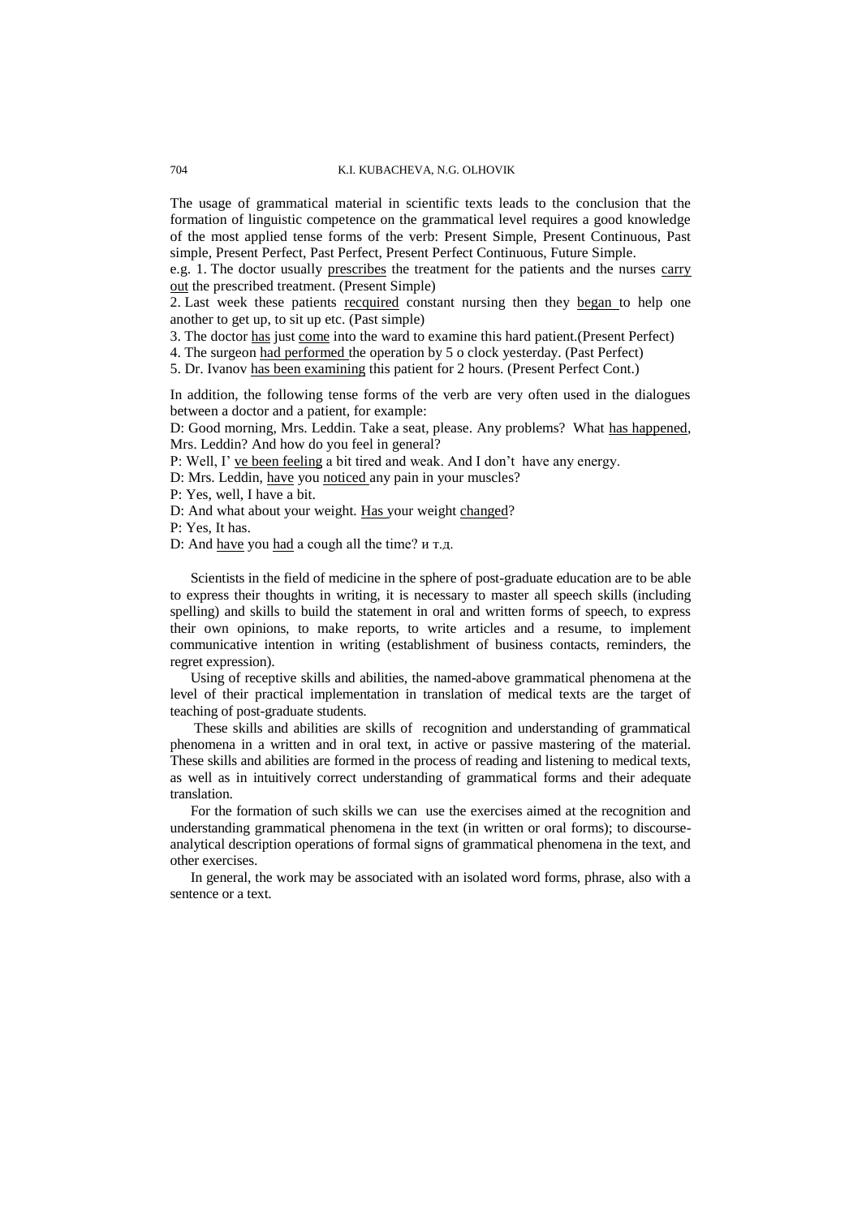The usage of grammatical material in scientific texts leads to the conclusion that the formation of linguistic competence on the grammatical level requires a good knowledge of the most applied tense forms of the verb: Present Simple, Present Continuous, Past simple, Present Perfect, Past Perfect, Present Perfect Continuous, Future Simple.

e.g. 1. The doctor usually prescribes the treatment for the patients and the nurses carry out the prescribed treatment. (Present Simple)

2. Last week these patients recquired constant nursing then they began to help one another to get up, to sit up etc. (Past simple)

3. The doctor has just come into the ward to examine this hard patient.(Present Perfect)

4. The surgeon had performed the operation by 5 o clock yesterday. (Past Perfect)

5. Dr. Ivanov has been examining this patient for 2 hours. (Present Perfect Cont.)

In addition, the following tense forms of the verb are very often used in the dialogues between a doctor and a patient, for example:

D: Good morning, Mrs. Leddin. Take a seat, please. Any problems? What has happened, Mrs. Leddin? And how do you feel in general?

P: Well, I' ve been feeling a bit tired and weak. And I don't have any energy.

D: Mrs. Leddin, have you noticed any pain in your muscles?

P: Yes, well, I have a bit.

D: And what about your weight. Has your weight changed?

P: Yes, It has.

D: And have you had a cough all the time? и т.д.

Scientists in the field of medicine in the sphere of post-graduate education are to be able to express their thoughts in writing, it is necessary to master all speech skills (including spelling) and skills to build the statement in oral and written forms of speech, to express their own opinions, to make reports, to write articles and a resume, to implement communicative intention in writing (establishment of business contacts, reminders, the regret expression).

Using of receptive skills and abilities, the named-above grammatical phenomena at the level of their practical implementation in translation of medical texts are the target of teaching of post-graduate students.

These skills and abilities are skills of recognition and understanding of grammatical phenomena in a written and in oral text, in active or passive mastering of the material. These skills and abilities are formed in the process of reading and listening to medical texts, as well as in intuitively correct understanding of grammatical forms and their adequate translation.

For the formation of such skills we can use the exercises aimed at the recognition and understanding grammatical phenomena in the text (in written or oral forms); to discourse-analytical description operations of formal signs of grammatical phenomena in the text, and other exercises.

In general, the work may be associated with an isolated word forms, phrase, also with a sentence or a text.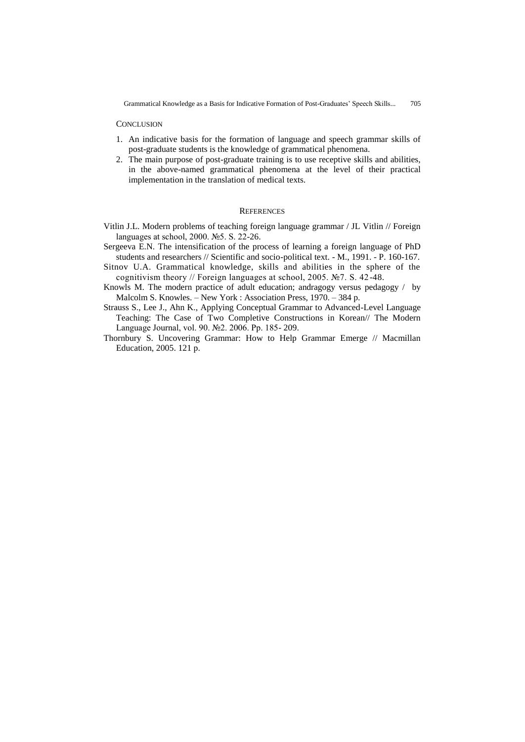## Conclusion

1. An indicative basis for the formation of language and speech grammar skills of post-graduate students is the knowledge of grammatical phenomena.
2. The main purpose of post-graduate training is to use receptive skills and abilities, in the above-named grammatical phenomena at the level of their practical implementation in the translation of medical texts.

## References

Vitlin J.L. Modern problems of teaching foreign language grammar / JL Vitlin // Foreign languages at school, 2000. №5. S. 22-26.

Sergeeva E.N. The intensification of the process of learning a foreign language of PhD students and researchers // Scientific and socio-political text. - M., 1991. - P. 160-167.

Sitnov U.A. Grammatical knowledge, skills and abilities in the sphere of the cognitivism theory // Foreign languages at school, 2005. №7. S. 42-48.

Knowls M. The modern practice of adult education; andragogy versus pedagogy / by Malcolm S. Knowles. – New York : Association Press, 1970. – 384 p.

Strauss S., Lee J., Ahn K., Applying Conceptual Grammar to Advanced-Level Language Teaching: The Case of Two Completive Constructions in Korean// The Modern Language Journal, vol. 90. №2. 2006. Pp. 185- 209.

Thornbury S. Uncovering Grammar: How to Help Grammar Emerge // Macmillan Education, 2005. 121 p.